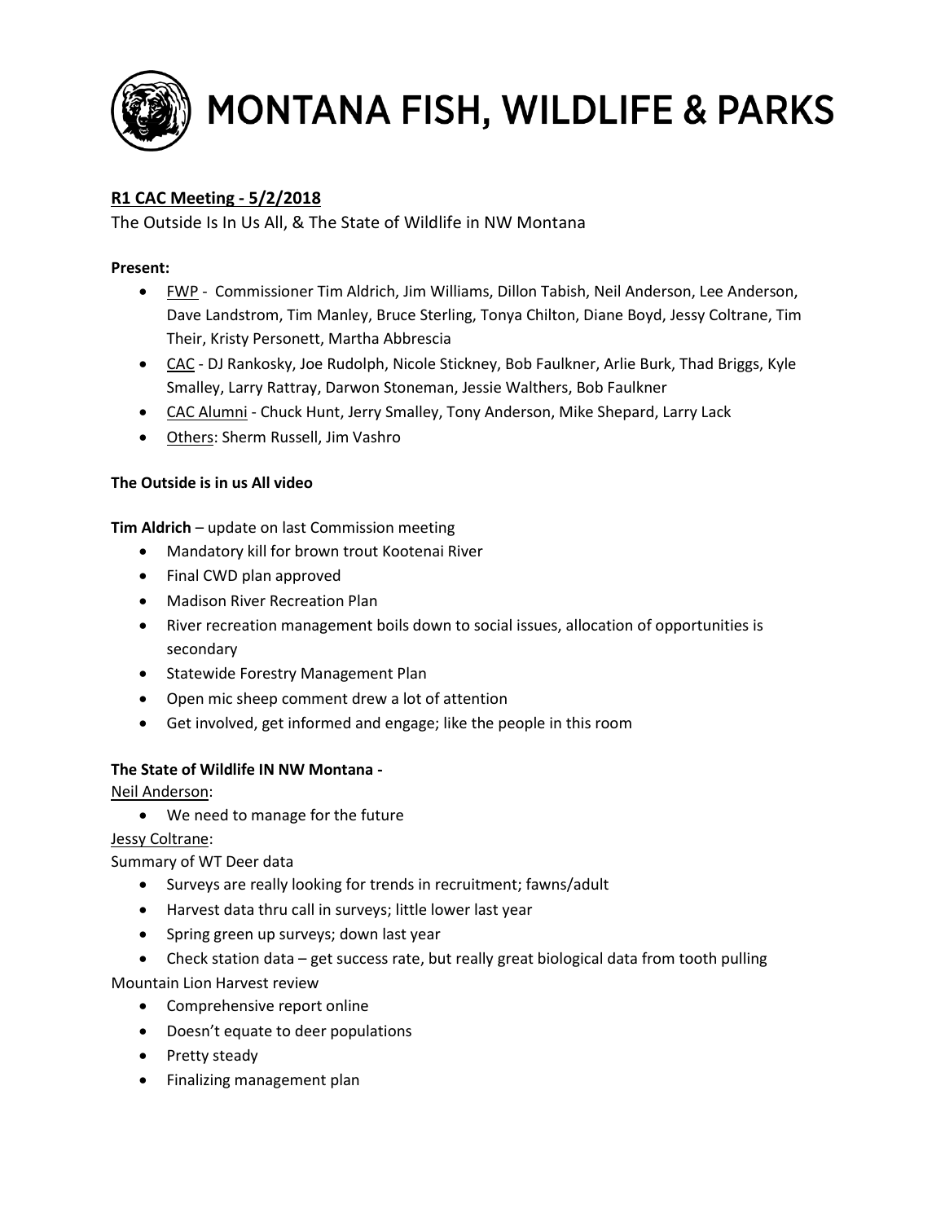# MONTANA FISH, WILDLIFE & PARKS

**<u>R1 CAC Meeting - 5/2/2018</u>**

The Outside Is In Us All, & The State of Wildlife in NW Montana

**Present:**

- <u>FWP</u> - Commissioner Tim Aldrich, Jim Williams, Dillon Tabish, Neil Anderson, Lee Anderson, Dave Landstrom, Tim Manley, Bruce Sterling, Tonya Chilton, Diane Boyd, Jessy Coltrane, Tim Their, Kristy Personett, Martha Abbrescia
- <u>CAC</u> - DJ Rankosky, Joe Rudolph, Nicole Stickney, Bob Faulkner, Arlie Burk, Thad Briggs, Kyle Smalley, Larry Rattray, Darwon Stoneman, Jessie Walthers, Bob Faulkner
- <u>CAC Alumni</u> - Chuck Hunt, Jerry Smalley, Tony Anderson, Mike Shepard, Larry Lack
- <u>Others</u>: Sherm Russell, Jim Vashro

**The Outside is in us All video**

**Tim Aldrich** – update on last Commission meeting

- Mandatory kill for brown trout Kootenai River
- Final CWD plan approved
- Madison River Recreation Plan
- River recreation management boils down to social issues, allocation of opportunities is secondary
- Statewide Forestry Management Plan
- Open mic sheep comment drew a lot of attention
- Get involved, get informed and engage; like the people in this room

**The State of Wildlife IN NW Montana -**

<u>Neil Anderson</u>:

- We need to manage for the future

<u>Jessy Coltrane</u>:

Summary of WT Deer data

- Surveys are really looking for trends in recruitment; fawns/adult
- Harvest data thru call in surveys; little lower last year
- Spring green up surveys; down last year
- Check station data – get success rate, but really great biological data from tooth pulling

Mountain Lion Harvest review

- Comprehensive report online
- Doesn't equate to deer populations
- Pretty steady
- Finalizing management plan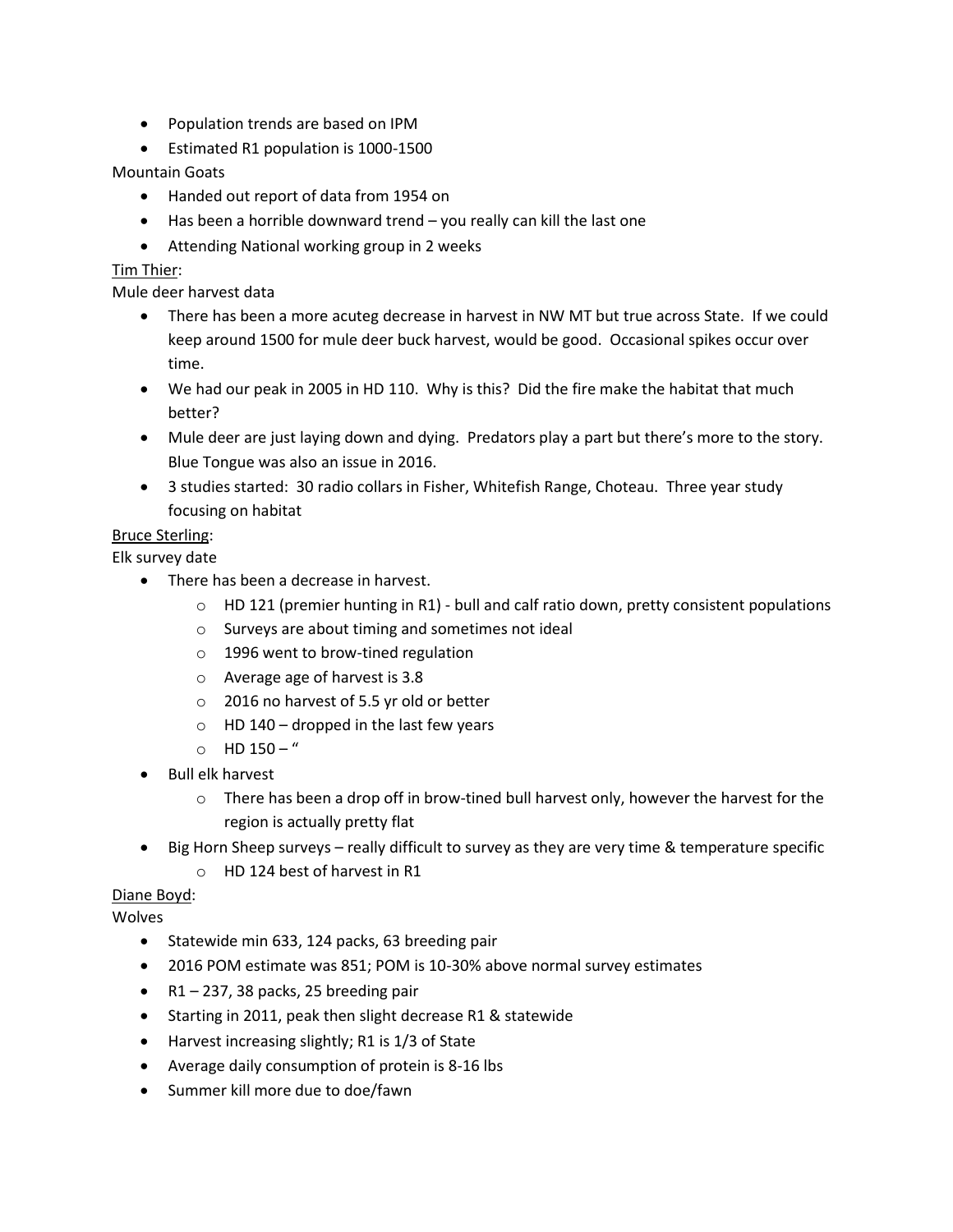- Population trends are based on IPM
- Estimated R1 population is 1000-1500

Mountain Goats

- Handed out report of data from 1954 on
- Has been a horrible downward trend – you really can kill the last one
- Attending National working group in 2 weeks

<u>Tim Thier</u>:

Mule deer harvest data

- There has been a more acuteg decrease in harvest in NW MT but true across State. If we could keep around 1500 for mule deer buck harvest, would be good. Occasional spikes occur over time.
- We had our peak in 2005 in HD 110. Why is this? Did the fire make the habitat that much better?
- Mule deer are just laying down and dying. Predators play a part but there's more to the story. Blue Tongue was also an issue in 2016.
- 3 studies started: 30 radio collars in Fisher, Whitefish Range, Choteau. Three year study focusing on habitat

<u>Bruce Sterling</u>:

Elk survey date

- There has been a decrease in harvest.
  - HD 121 (premier hunting in R1) - bull and calf ratio down, pretty consistent populations
  - Surveys are about timing and sometimes not ideal
  - 1996 went to brow-tined regulation
  - Average age of harvest is 3.8
  - 2016 no harvest of 5.5 yr old or better
  - HD 140 – dropped in the last few years
  - HD 150 – "
- Bull elk harvest
  - There has been a drop off in brow-tined bull harvest only, however the harvest for the region is actually pretty flat
- Big Horn Sheep surveys – really difficult to survey as they are very time & temperature specific
  - HD 124 best of harvest in R1

<u>Diane Boyd</u>:

Wolves

- Statewide min 633, 124 packs, 63 breeding pair
- 2016 POM estimate was 851; POM is 10-30% above normal survey estimates
- R1 – 237, 38 packs, 25 breeding pair
- Starting in 2011, peak then slight decrease R1 & statewide
- Harvest increasing slightly; R1 is 1/3 of State
- Average daily consumption of protein is 8-16 lbs
- Summer kill more due to doe/fawn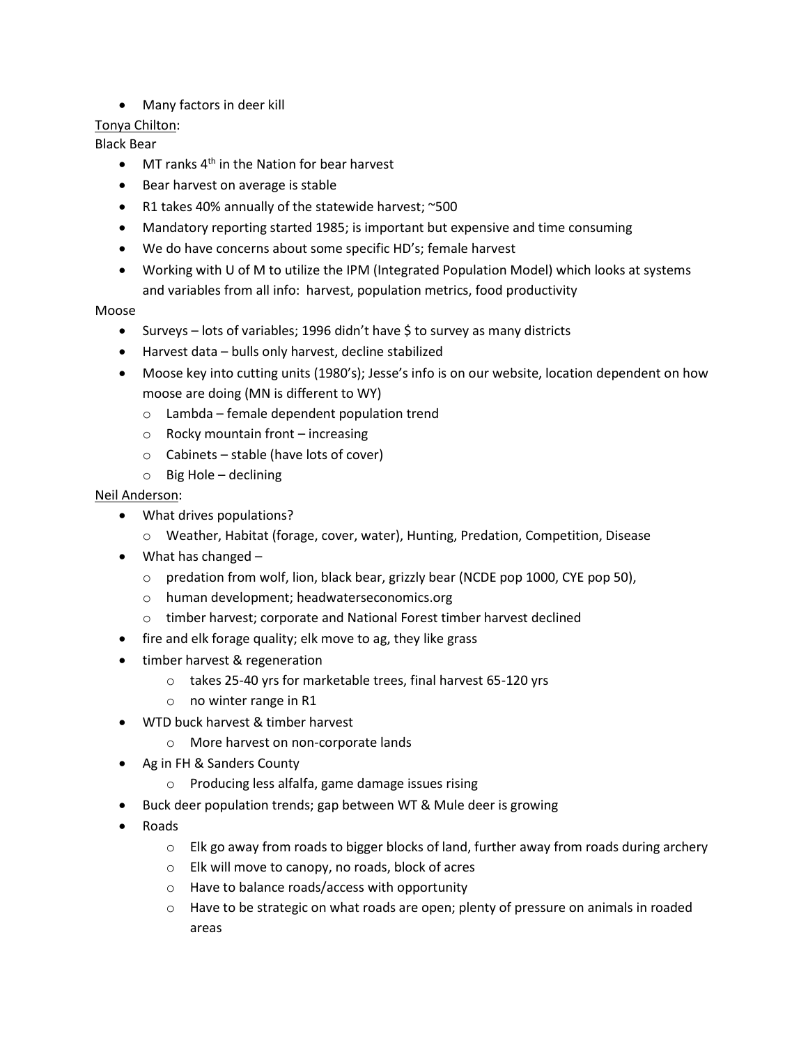- Many factors in deer kill

<u>Tonya Chilton</u>:

Black Bear

- MT ranks 4th in the Nation for bear harvest
- Bear harvest on average is stable
- R1 takes 40% annually of the statewide harvest; ~500
- Mandatory reporting started 1985; is important but expensive and time consuming
- We do have concerns about some specific HD's; female harvest
- Working with U of M to utilize the IPM (Integrated Population Model) which looks at systems and variables from all info: harvest, population metrics, food productivity

Moose

- Surveys – lots of variables; 1996 didn't have $ to survey as many districts
- Harvest data – bulls only harvest, decline stabilized
- Moose key into cutting units (1980's); Jesse's info is on our website, location dependent on how moose are doing (MN is different to WY)
  - Lambda – female dependent population trend
  - Rocky mountain front – increasing
  - Cabinets – stable (have lots of cover)
  - Big Hole – declining

<u>Neil Anderson</u>:

- What drives populations?
  - Weather, Habitat (forage, cover, water), Hunting, Predation, Competition, Disease
- What has changed –
  - predation from wolf, lion, black bear, grizzly bear (NCDE pop 1000, CYE pop 50),
  - human development; headwaterseconomics.org
  - timber harvest; corporate and National Forest timber harvest declined
- fire and elk forage quality; elk move to ag, they like grass
- timber harvest & regeneration
  - takes 25-40 yrs for marketable trees, final harvest 65-120 yrs
  - no winter range in R1
- WTD buck harvest & timber harvest
  - More harvest on non-corporate lands
- Ag in FH & Sanders County
  - Producing less alfalfa, game damage issues rising
- Buck deer population trends; gap between WT & Mule deer is growing
- Roads
  - Elk go away from roads to bigger blocks of land, further away from roads during archery
  - Elk will move to canopy, no roads, block of acres
  - Have to balance roads/access with opportunity
  - Have to be strategic on what roads are open; plenty of pressure on animals in roaded areas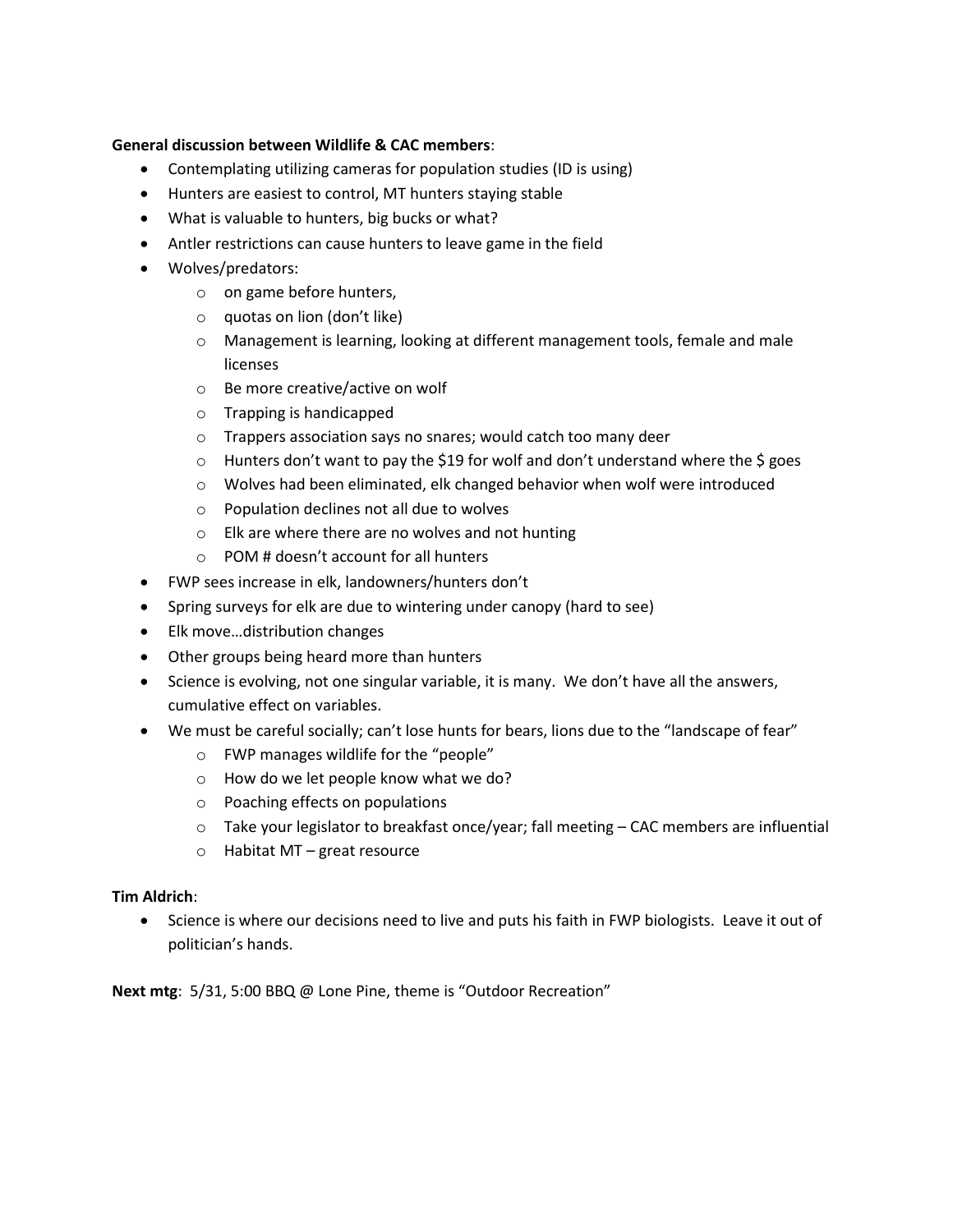**General discussion between Wildlife & CAC members**:

- Contemplating utilizing cameras for population studies (ID is using)
- Hunters are easiest to control, MT hunters staying stable
- What is valuable to hunters, big bucks or what?
- Antler restrictions can cause hunters to leave game in the field
- Wolves/predators:
    - on game before hunters,
    - quotas on lion (don't like)
    - Management is learning, looking at different management tools, female and male licenses
    - Be more creative/active on wolf
    - Trapping is handicapped
    - Trappers association says no snares; would catch too many deer
    - Hunters don't want to pay the $19 for wolf and don't understand where the $ goes
    - Wolves had been eliminated, elk changed behavior when wolf were introduced
    - Population declines not all due to wolves
    - Elk are where there are no wolves and not hunting
    - POM # doesn't account for all hunters
- FWP sees increase in elk, landowners/hunters don't
- Spring surveys for elk are due to wintering under canopy (hard to see)
- Elk move…distribution changes
- Other groups being heard more than hunters
- Science is evolving, not one singular variable, it is many. We don't have all the answers, cumulative effect on variables.
- We must be careful socially; can't lose hunts for bears, lions due to the "landscape of fear"
    - FWP manages wildlife for the "people"
    - How do we let people know what we do?
    - Poaching effects on populations
    - Take your legislator to breakfast once/year; fall meeting – CAC members are influential
    - Habitat MT – great resource

**Tim Aldrich**:

- Science is where our decisions need to live and puts his faith in FWP biologists. Leave it out of politician's hands.

**Next mtg**: 5/31, 5:00 BBQ @ Lone Pine, theme is "Outdoor Recreation"